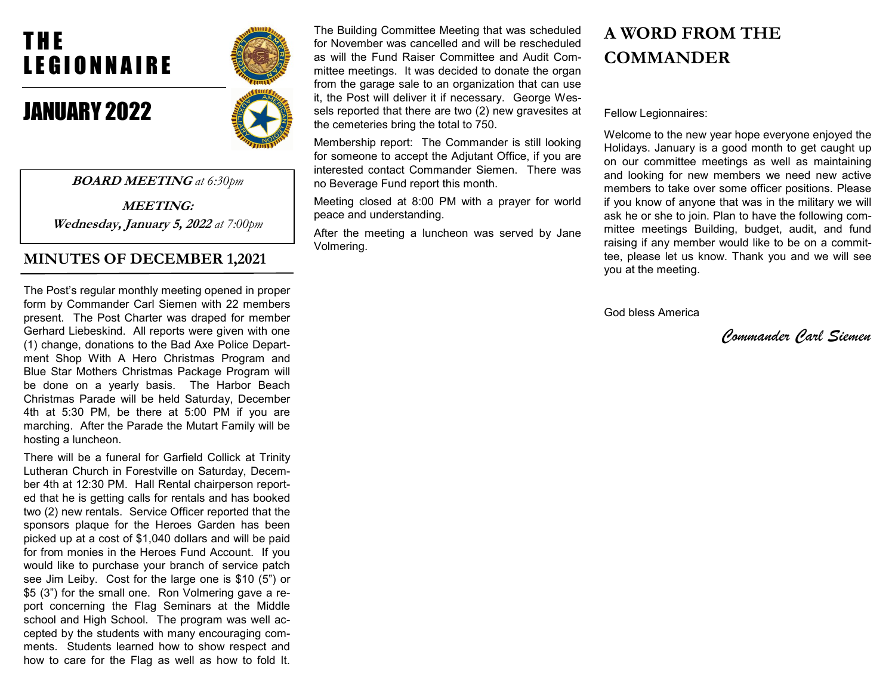# THE LEGIONNAIRE

# JANUARY 2022

**BOARD MEETING** *at 6:30pm*

**MEETING:**

***Wednesday, January 5, 2022*** *at 7:00pm*

## MINUTES OF DECEMBER 1,2021

The Post's regular monthly meeting opened in proper form by Commander Carl Siemen with 22 members present. The Post Charter was draped for member Gerhard Liebeskind. All reports were given with one (1) change, donations to the Bad Axe Police Department Shop With A Hero Christmas Program and Blue Star Mothers Christmas Package Program will be done on a yearly basis. The Harbor Beach Christmas Parade will be held Saturday, December 4th at 5:30 PM, be there at 5:00 PM if you are marching. After the Parade the Mutart Family will be hosting a luncheon.

There will be a funeral for Garfield Collick at Trinity Lutheran Church in Forestville on Saturday, December 4th at 12:30 PM. Hall Rental chairperson reported that he is getting calls for rentals and has booked two (2) new rentals. Service Officer reported that the sponsors plaque for the Heroes Garden has been picked up at a cost of $1,040 dollars and will be paid for from monies in the Heroes Fund Account. If you would like to purchase your branch of service patch see Jim Leiby. Cost for the large one is $10 (5") or $5 (3") for the small one. Ron Volmering gave a report concerning the Flag Seminars at the Middle school and High School. The program was well accepted by the students with many encouraging comments. Students learned how to show respect and how to care for the Flag as well as how to fold It.

The Building Committee Meeting that was scheduled for November was cancelled and will be rescheduled as will the Fund Raiser Committee and Audit Committee meetings. It was decided to donate the organ from the garage sale to an organization that can use it, the Post will deliver it if necessary. George Wessels reported that there are two (2) new gravesites at the cemeteries bring the total to 750.

Membership report: The Commander is still looking for someone to accept the Adjutant Office, if you are interested contact Commander Siemen. There was no Beverage Fund report this month.

Meeting closed at 8:00 PM with a prayer for world peace and understanding.

After the meeting a luncheon was served by Jane Volmering.

## A WORD FROM THE COMMANDER

Fellow Legionnaires:

Welcome to the new year hope everyone enjoyed the Holidays. January is a good month to get caught up on our committee meetings as well as maintaining and looking for new members we need new active members to take over some officer positions. Please if you know of anyone that was in the military we will ask he or she to join. Plan to have the following committee meetings Building, budget, audit, and fund raising if any member would like to be on a committee, please let us know. Thank you and we will see you at the meeting.

God bless America

*Commander Carl Siemen*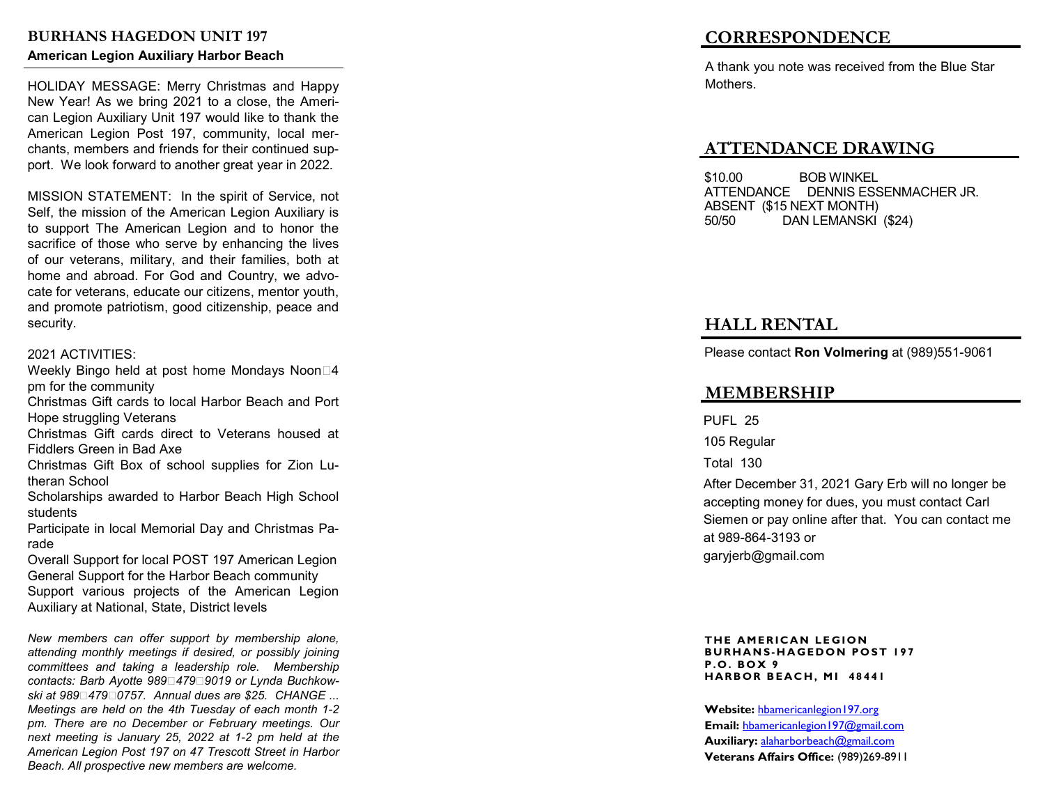## BURHANS HAGEDON UNIT 197

**American Legion Auxiliary Harbor Beach**

HOLIDAY MESSAGE: Merry Christmas and Happy New Year! As we bring 2021 to a close, the American Legion Auxiliary Unit 197 would like to thank the American Legion Post 197, community, local merchants, members and friends for their continued support. We look forward to another great year in 2022.

MISSION STATEMENT: In the spirit of Service, not Self, the mission of the American Legion Auxiliary is to support The American Legion and to honor the sacrifice of those who serve by enhancing the lives of our veterans, military, and their families, both at home and abroad. For God and Country, we advocate for veterans, educate our citizens, mentor youth, and promote patriotism, good citizenship, peace and security.

2021 ACTIVITIES:

Weekly Bingo held at post home Mondays Noon-4 pm for the community

Christmas Gift cards to local Harbor Beach and Port Hope struggling Veterans

Christmas Gift cards direct to Veterans housed at Fiddlers Green in Bad Axe

Christmas Gift Box of school supplies for Zion Lutheran School

Scholarships awarded to Harbor Beach High School students

Participate in local Memorial Day and Christmas Parade

Overall Support for local POST 197 American Legion

General Support for the Harbor Beach community

Support various projects of the American Legion Auxiliary at National, State, District levels

*New members can offer support by membership alone, attending monthly meetings if desired, or possibly joining committees and taking a leadership role. Membership contacts: Barb Ayotte 989-479-9019 or Lynda Buchkowski at 989-479-0757. Annual dues are $25. CHANGE ... Meetings are held on the 4th Tuesday of each month 1-2 pm. There are no December or February meetings. Our next meeting is January 25, 2022 at 1-2 pm held at the American Legion Post 197 on 47 Trescott Street in Harbor Beach. All prospective new members are welcome.*

## CORRESPONDENCE

A thank you note was received from the Blue Star Mothers.

## ATTENDANCE DRAWING

$10.00 BOB WINKEL
ATTENDANCE DENNIS ESSENMACHER JR.
ABSENT ($15 NEXT MONTH)
50/50 DAN LEMANSKI ($24)

## HALL RENTAL

Please contact **Ron Volmering** at (989)551-9061

## MEMBERSHIP

PUFL 25

105 Regular

Total 130

After December 31, 2021 Gary Erb will no longer be accepting money for dues, you must contact Carl Siemen or pay online after that. You can contact me at 989-864-3193 or garyjerb@gmail.com

**THE AMERICAN LEGION**
**BURHANS-HAGEDON POST 197**
**P.O. BOX 9**
**HARBOR BEACH, MI 48441**

**Website:** hbamericanlegion197.org
**Email:** hbamericanlegion197@gmail.com
**Auxiliary:** alaharborbeach@gmail.com
**Veterans Affairs Office:** (989)269-8911